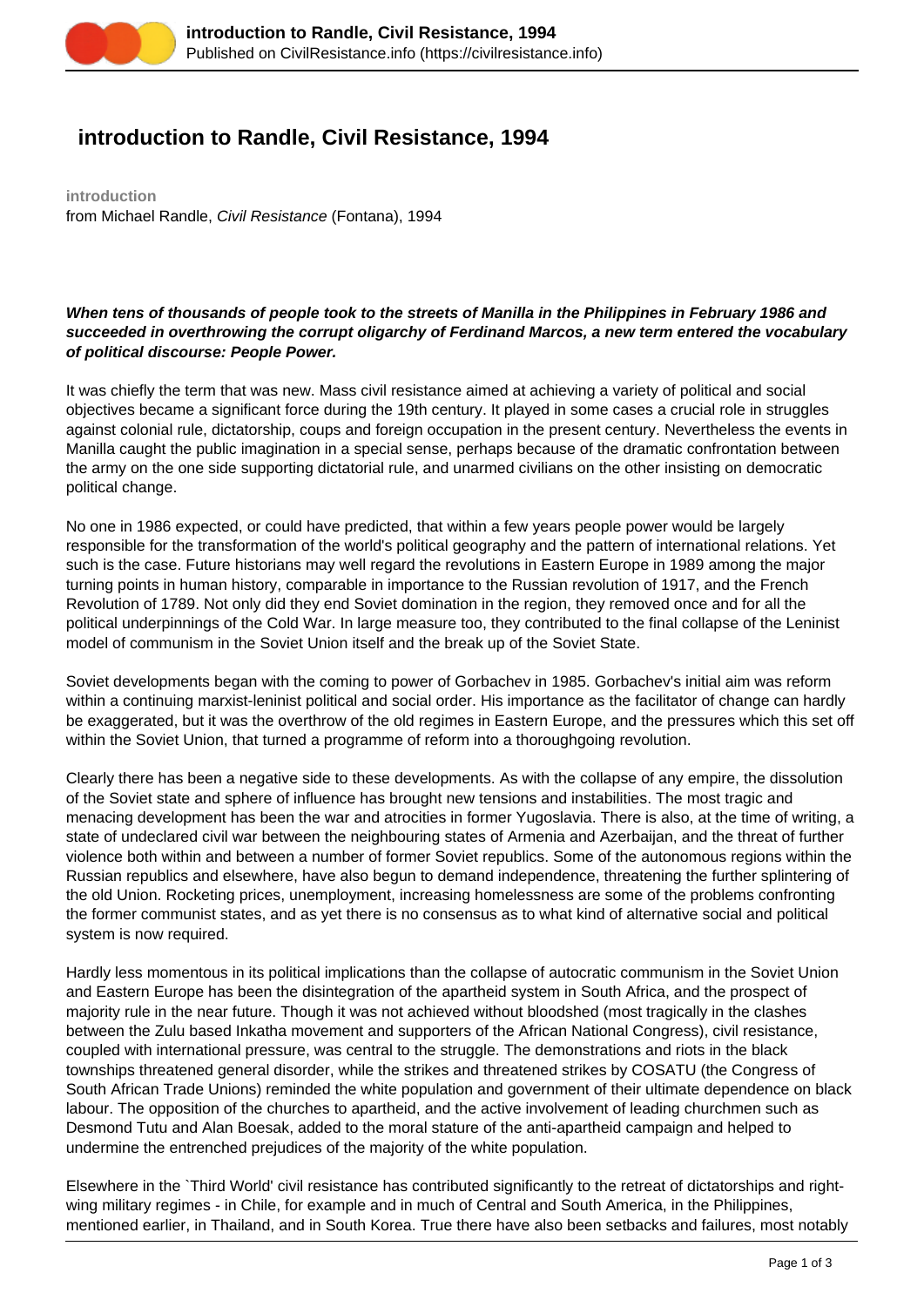# introduction to Randle, Civil Resistance, 1994

**introduction**

from Michael Randle, *Civil Resistance* (Fontana), 1994

***When tens of thousands of people took to the streets of Manilla in the Philippines in February 1986 and succeeded in overthrowing the corrupt oligarchy of Ferdinand Marcos, a new term entered the vocabulary of political discourse: People Power.***

It was chiefly the term that was new. Mass civil resistance aimed at achieving a variety of political and social objectives became a significant force during the 19th century. It played in some cases a crucial role in struggles against colonial rule, dictatorship, coups and foreign occupation in the present century. Nevertheless the events in Manilla caught the public imagination in a special sense, perhaps because of the dramatic confrontation between the army on the one side supporting dictatorial rule, and unarmed civilians on the other insisting on democratic political change.

No one in 1986 expected, or could have predicted, that within a few years people power would be largely responsible for the transformation of the world's political geography and the pattern of international relations. Yet such is the case. Future historians may well regard the revolutions in Eastern Europe in 1989 among the major turning points in human history, comparable in importance to the Russian revolution of 1917, and the French Revolution of 1789. Not only did they end Soviet domination in the region, they removed once and for all the political underpinnings of the Cold War. In large measure too, they contributed to the final collapse of the Leninist model of communism in the Soviet Union itself and the break up of the Soviet State.

Soviet developments began with the coming to power of Gorbachev in 1985. Gorbachev's initial aim was reform within a continuing marxist-leninist political and social order. His importance as the facilitator of change can hardly be exaggerated, but it was the overthrow of the old regimes in Eastern Europe, and the pressures which this set off within the Soviet Union, that turned a programme of reform into a thoroughgoing revolution.

Clearly there has been a negative side to these developments. As with the collapse of any empire, the dissolution of the Soviet state and sphere of influence has brought new tensions and instabilities. The most tragic and menacing development has been the war and atrocities in former Yugoslavia. There is also, at the time of writing, a state of undeclared civil war between the neighbouring states of Armenia and Azerbaijan, and the threat of further violence both within and between a number of former Soviet republics. Some of the autonomous regions within the Russian republics and elsewhere, have also begun to demand independence, threatening the further splintering of the old Union. Rocketing prices, unemployment, increasing homelessness are some of the problems confronting the former communist states, and as yet there is no consensus as to what kind of alternative social and political system is now required.

Hardly less momentous in its political implications than the collapse of autocratic communism in the Soviet Union and Eastern Europe has been the disintegration of the apartheid system in South Africa, and the prospect of majority rule in the near future. Though it was not achieved without bloodshed (most tragically in the clashes between the Zulu based Inkatha movement and supporters of the African National Congress), civil resistance, coupled with international pressure, was central to the struggle. The demonstrations and riots in the black townships threatened general disorder, while the strikes and threatened strikes by COSATU (the Congress of South African Trade Unions) reminded the white population and government of their ultimate dependence on black labour. The opposition of the churches to apartheid, and the active involvement of leading churchmen such as Desmond Tutu and Alan Boesak, added to the moral stature of the anti-apartheid campaign and helped to undermine the entrenched prejudices of the majority of the white population.

Elsewhere in the `Third World' civil resistance has contributed significantly to the retreat of dictatorships and right-wing military regimes - in Chile, for example and in much of Central and South America, in the Philippines, mentioned earlier, in Thailand, and in South Korea. True there have also been setbacks and failures, most notably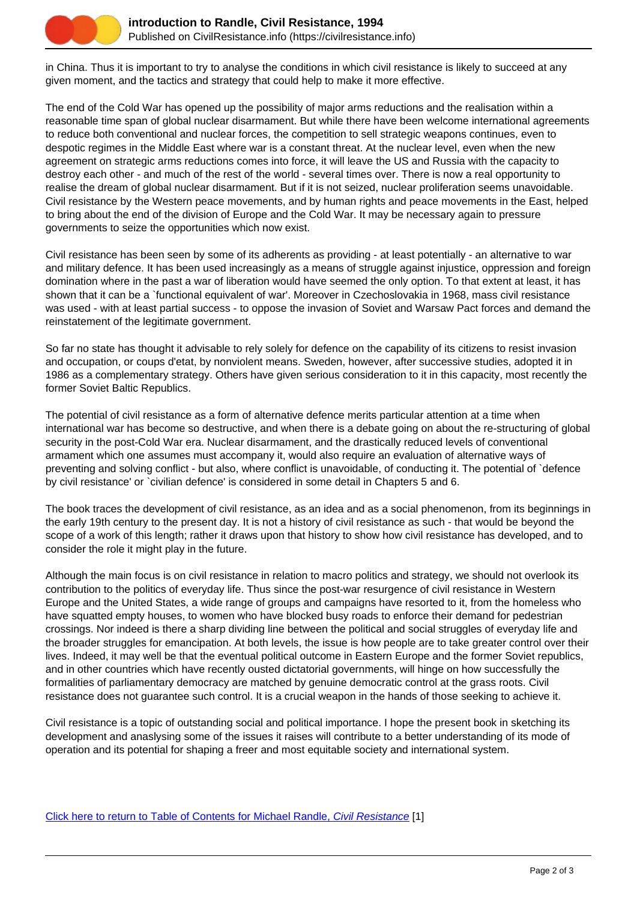in China. Thus it is important to try to analyse the conditions in which civil resistance is likely to succeed at any given moment, and the tactics and strategy that could help to make it more effective.

The end of the Cold War has opened up the possibility of major arms reductions and the realisation within a reasonable time span of global nuclear disarmament. But while there have been welcome international agreements to reduce both conventional and nuclear forces, the competition to sell strategic weapons continues, even to despotic regimes in the Middle East where war is a constant threat. At the nuclear level, even when the new agreement on strategic arms reductions comes into force, it will leave the US and Russia with the capacity to destroy each other - and much of the rest of the world - several times over. There is now a real opportunity to realise the dream of global nuclear disarmament. But if it is not seized, nuclear proliferation seems unavoidable. Civil resistance by the Western peace movements, and by human rights and peace movements in the East, helped to bring about the end of the division of Europe and the Cold War. It may be necessary again to pressure governments to seize the opportunities which now exist.

Civil resistance has been seen by some of its adherents as providing - at least potentially - an alternative to war and military defence. It has been used increasingly as a means of struggle against injustice, oppression and foreign domination where in the past a war of liberation would have seemed the only option. To that extent at least, it has shown that it can be a `functional equivalent of war'. Moreover in Czechoslovakia in 1968, mass civil resistance was used - with at least partial success - to oppose the invasion of Soviet and Warsaw Pact forces and demand the reinstatement of the legitimate government.

So far no state has thought it advisable to rely solely for defence on the capability of its citizens to resist invasion and occupation, or coups d'etat, by nonviolent means. Sweden, however, after successive studies, adopted it in 1986 as a complementary strategy. Others have given serious consideration to it in this capacity, most recently the former Soviet Baltic Republics.

The potential of civil resistance as a form of alternative defence merits particular attention at a time when international war has become so destructive, and when there is a debate going on about the re-structuring of global security in the post-Cold War era. Nuclear disarmament, and the drastically reduced levels of conventional armament which one assumes must accompany it, would also require an evaluation of alternative ways of preventing and solving conflict - but also, where conflict is unavoidable, of conducting it. The potential of `defence by civil resistance' or `civilian defence' is considered in some detail in Chapters 5 and 6.

The book traces the development of civil resistance, as an idea and as a social phenomenon, from its beginnings in the early 19th century to the present day. It is not a history of civil resistance as such - that would be beyond the scope of a work of this length; rather it draws upon that history to show how civil resistance has developed, and to consider the role it might play in the future.

Although the main focus is on civil resistance in relation to macro politics and strategy, we should not overlook its contribution to the politics of everyday life. Thus since the post-war resurgence of civil resistance in Western Europe and the United States, a wide range of groups and campaigns have resorted to it, from the homeless who have squatted empty houses, to women who have blocked busy roads to enforce their demand for pedestrian crossings. Nor indeed is there a sharp dividing line between the political and social struggles of everyday life and the broader struggles for emancipation. At both levels, the issue is how people are to take greater control over their lives. Indeed, it may well be that the eventual political outcome in Eastern Europe and the former Soviet republics, and in other countries which have recently ousted dictatorial governments, will hinge on how successfully the formalities of parliamentary democracy are matched by genuine democratic control at the grass roots. Civil resistance does not guarantee such control. It is a crucial weapon in the hands of those seeking to achieve it.

Civil resistance is a topic of outstanding social and political importance. I hope the present book in sketching its development and anaslysing some of the issues it raises will contribute to a better understanding of its mode of operation and its potential for shaping a freer and most equitable society and international system.

[Click here to return to Table of Contents for Michael Randle, *Civil Resistance*] [1]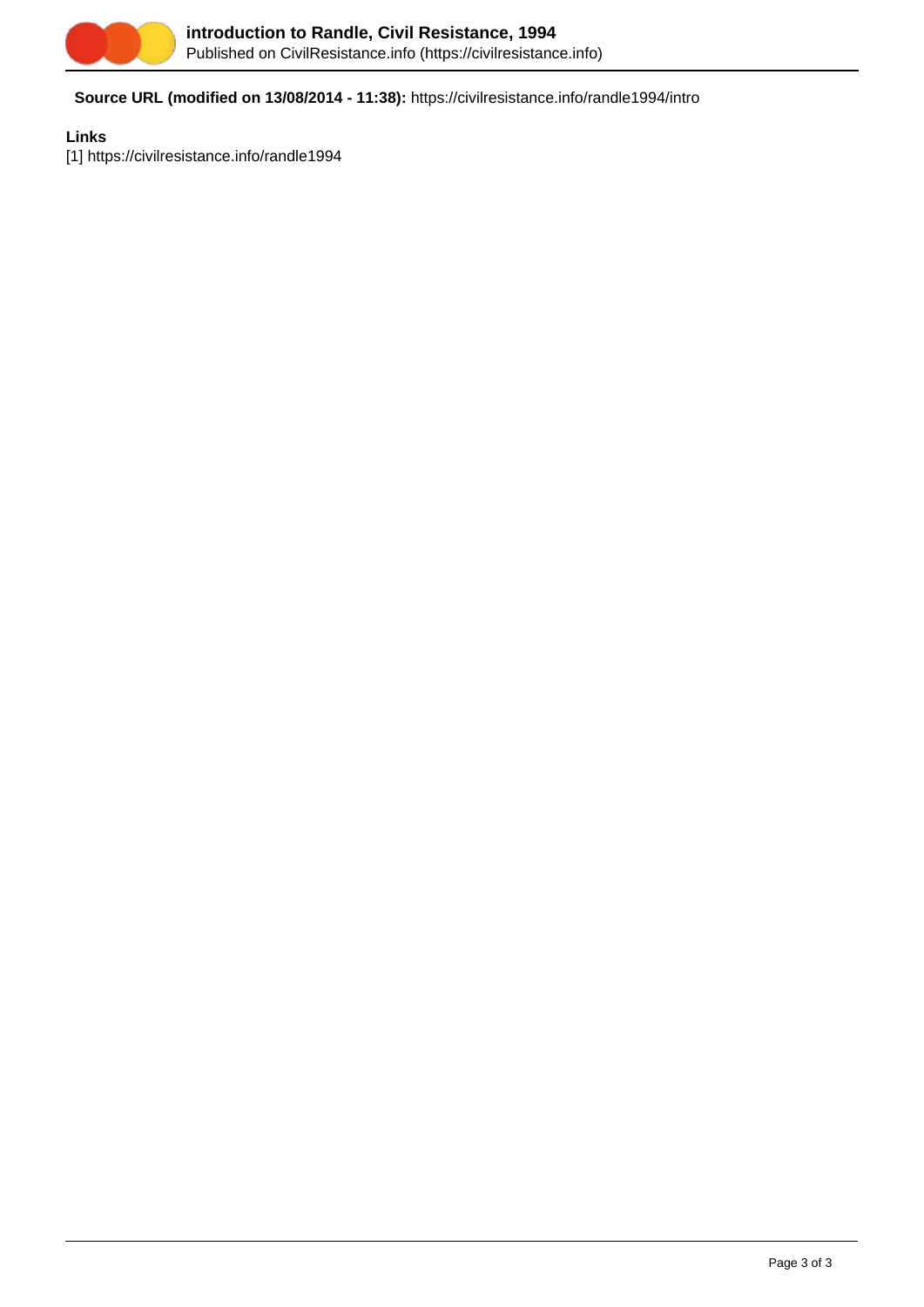**Source URL (modified on 13/08/2014 - 11:38):** https://civilresistance.info/randle1994/intro

**Links**
[1] https://civilresistance.info/randle1994